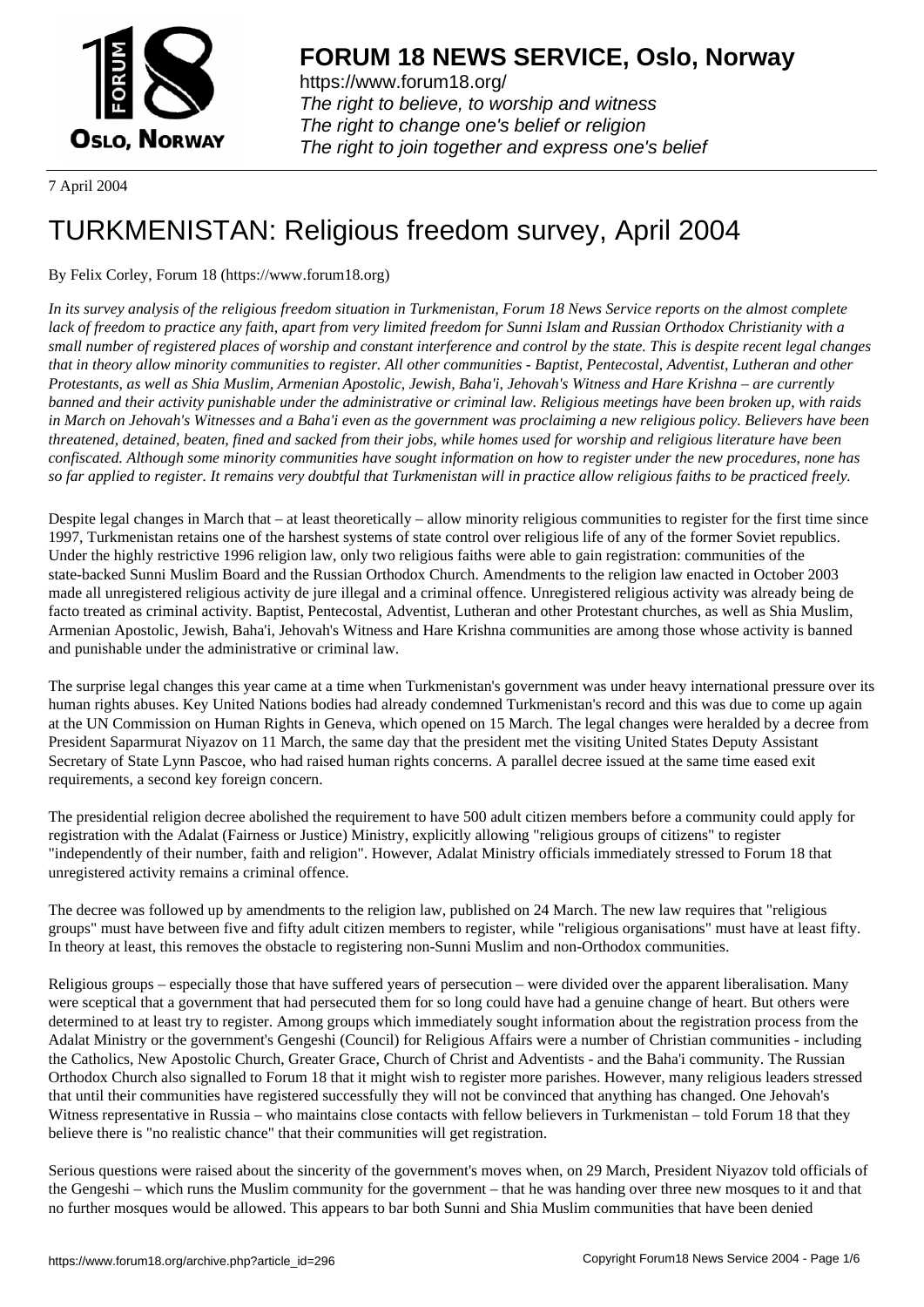# FORUM 18 NEWS SERVICE, Oslo, Norway

https://www.forum18.org/
*The right to believe, to worship and witness*
*The right to change one's belief or religion*
*The right to join together and express one's belief*

7 April 2004

# TURKMENISTAN: Religious freedom survey, April 2004

By Felix Corley, Forum 18 (https://www.forum18.org)

*In its survey analysis of the religious freedom situation in Turkmenistan, Forum 18 News Service reports on the almost complete lack of freedom to practice any faith, apart from very limited freedom for Sunni Islam and Russian Orthodox Christianity with a small number of registered places of worship and constant interference and control by the state. This is despite recent legal changes that in theory allow minority communities to register. All other communities - Baptist, Pentecostal, Adventist, Lutheran and other Protestants, as well as Shia Muslim, Armenian Apostolic, Jewish, Baha'i, Jehovah's Witness and Hare Krishna – are currently banned and their activity punishable under the administrative or criminal law. Religious meetings have been broken up, with raids in March on Jehovah's Witnesses and a Baha'i even as the government was proclaiming a new religious policy. Believers have been threatened, detained, beaten, fined and sacked from their jobs, while homes used for worship and religious literature have been confiscated. Although some minority communities have sought information on how to register under the new procedures, none has so far applied to register. It remains very doubtful that Turkmenistan will in practice allow religious faiths to be practiced freely.*

Despite legal changes in March that – at least theoretically – allow minority religious communities to register for the first time since 1997, Turkmenistan retains one of the harshest systems of state control over religious life of any of the former Soviet republics. Under the highly restrictive 1996 religion law, only two religious faiths were able to gain registration: communities of the state-backed Sunni Muslim Board and the Russian Orthodox Church. Amendments to the religion law enacted in October 2003 made all unregistered religious activity de jure illegal and a criminal offence. Unregistered religious activity was already being de facto treated as criminal activity. Baptist, Pentecostal, Adventist, Lutheran and other Protestant churches, as well as Shia Muslim, Armenian Apostolic, Jewish, Baha'i, Jehovah's Witness and Hare Krishna communities are among those whose activity is banned and punishable under the administrative or criminal law.

The surprise legal changes this year came at a time when Turkmenistan's government was under heavy international pressure over its human rights abuses. Key United Nations bodies had already condemned Turkmenistan's record and this was due to come up again at the UN Commission on Human Rights in Geneva, which opened on 15 March. The legal changes were heralded by a decree from President Saparmurat Niyazov on 11 March, the same day that the president met the visiting United States Deputy Assistant Secretary of State Lynn Pascoe, who had raised human rights concerns. A parallel decree issued at the same time eased exit requirements, a second key foreign concern.

The presidential religion decree abolished the requirement to have 500 adult citizen members before a community could apply for registration with the Adalat (Fairness or Justice) Ministry, explicitly allowing "religious groups of citizens" to register "independently of their number, faith and religion". However, Adalat Ministry officials immediately stressed to Forum 18 that unregistered activity remains a criminal offence.

The decree was followed up by amendments to the religion law, published on 24 March. The new law requires that "religious groups" must have between five and fifty adult citizen members to register, while "religious organisations" must have at least fifty. In theory at least, this removes the obstacle to registering non-Sunni Muslim and non-Orthodox communities.

Religious groups – especially those that have suffered years of persecution – were divided over the apparent liberalisation. Many were sceptical that a government that had persecuted them for so long could have had a genuine change of heart. But others were determined to at least try to register. Among groups which immediately sought information about the registration process from the Adalat Ministry or the government's Gengeshi (Council) for Religious Affairs were a number of Christian communities - including the Catholics, New Apostolic Church, Greater Grace, Church of Christ and Adventists - and the Baha'i community. The Russian Orthodox Church also signalled to Forum 18 that it might wish to register more parishes. However, many religious leaders stressed that until their communities have registered successfully they will not be convinced that anything has changed. One Jehovah's Witness representative in Russia – who maintains close contacts with fellow believers in Turkmenistan – told Forum 18 that they believe there is "no realistic chance" that their communities will get registration.

Serious questions were raised about the sincerity of the government's moves when, on 29 March, President Niyazov told officials of the Gengeshi – which runs the Muslim community for the government – that he was handing over three new mosques to it and that no further mosques would be allowed. This appears to bar both Sunni and Shia Muslim communities that have been denied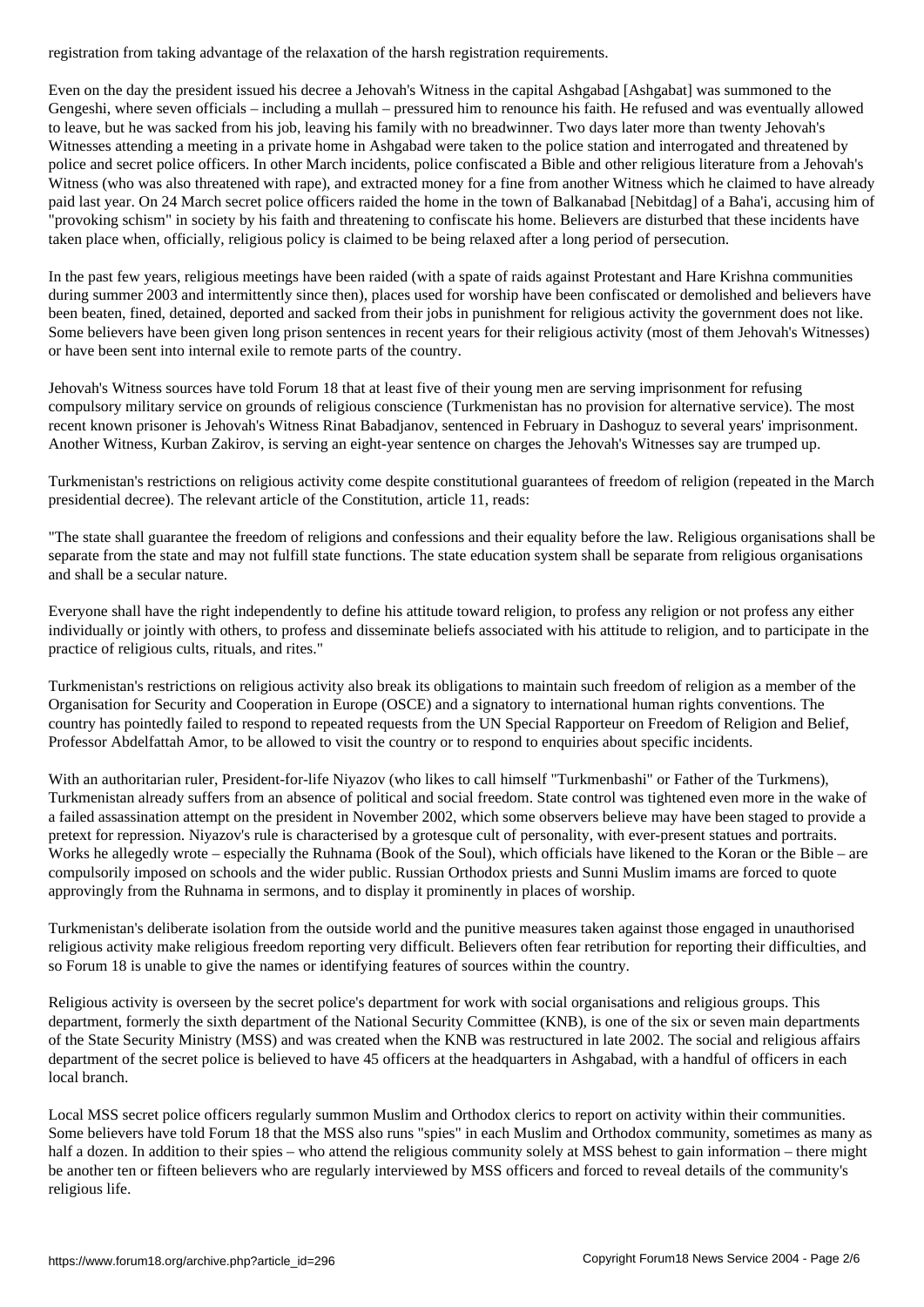registration from taking advantage of the relaxation of the harsh registration requirements.

Even on the day the president issued his decree a Jehovah's Witness in the capital Ashgabad [Ashgabat] was summoned to the Gengeshi, where seven officials – including a mullah – pressured him to renounce his faith. He refused and was eventually allowed to leave, but he was sacked from his job, leaving his family with no breadwinner. Two days later more than twenty Jehovah's Witnesses attending a meeting in a private home in Ashgabad were taken to the police station and interrogated and threatened by police and secret police officers. In other March incidents, police confiscated a Bible and other religious literature from a Jehovah's Witness (who was also threatened with rape), and extracted money for a fine from another Witness which he claimed to have already paid last year. On 24 March secret police officers raided the home in the town of Balkanabad [Nebitdag] of a Baha'i, accusing him of "provoking schism" in society by his faith and threatening to confiscate his home. Believers are disturbed that these incidents have taken place when, officially, religious policy is claimed to be being relaxed after a long period of persecution.

In the past few years, religious meetings have been raided (with a spate of raids against Protestant and Hare Krishna communities during summer 2003 and intermittently since then), places used for worship have been confiscated or demolished and believers have been beaten, fined, detained, deported and sacked from their jobs in punishment for religious activity the government does not like. Some believers have been given long prison sentences in recent years for their religious activity (most of them Jehovah's Witnesses) or have been sent into internal exile to remote parts of the country.

Jehovah's Witness sources have told Forum 18 that at least five of their young men are serving imprisonment for refusing compulsory military service on grounds of religious conscience (Turkmenistan has no provision for alternative service). The most recent known prisoner is Jehovah's Witness Rinat Babadjanov, sentenced in February in Dashoguz to several years' imprisonment. Another Witness, Kurban Zakirov, is serving an eight-year sentence on charges the Jehovah's Witnesses say are trumped up.

Turkmenistan's restrictions on religious activity come despite constitutional guarantees of freedom of religion (repeated in the March presidential decree). The relevant article of the Constitution, article 11, reads:

"The state shall guarantee the freedom of religions and confessions and their equality before the law. Religious organisations shall be separate from the state and may not fulfill state functions. The state education system shall be separate from religious organisations and shall be a secular nature.

Everyone shall have the right independently to define his attitude toward religion, to profess any religion or not profess any either individually or jointly with others, to profess and disseminate beliefs associated with his attitude to religion, and to participate in the practice of religious cults, rituals, and rites."

Turkmenistan's restrictions on religious activity also break its obligations to maintain such freedom of religion as a member of the Organisation for Security and Cooperation in Europe (OSCE) and a signatory to international human rights conventions. The country has pointedly failed to respond to repeated requests from the UN Special Rapporteur on Freedom of Religion and Belief, Professor Abdelfattah Amor, to be allowed to visit the country or to respond to enquiries about specific incidents.

With an authoritarian ruler, President-for-life Niyazov (who likes to call himself "Turkmenbashi" or Father of the Turkmens), Turkmenistan already suffers from an absence of political and social freedom. State control was tightened even more in the wake of a failed assassination attempt on the president in November 2002, which some observers believe may have been staged to provide a pretext for repression. Niyazov's rule is characterised by a grotesque cult of personality, with ever-present statues and portraits. Works he allegedly wrote – especially the Ruhnama (Book of the Soul), which officials have likened to the Koran or the Bible – are compulsorily imposed on schools and the wider public. Russian Orthodox priests and Sunni Muslim imams are forced to quote approvingly from the Ruhnama in sermons, and to display it prominently in places of worship.

Turkmenistan's deliberate isolation from the outside world and the punitive measures taken against those engaged in unauthorised religious activity make religious freedom reporting very difficult. Believers often fear retribution for reporting their difficulties, and so Forum 18 is unable to give the names or identifying features of sources within the country.

Religious activity is overseen by the secret police's department for work with social organisations and religious groups. This department, formerly the sixth department of the National Security Committee (KNB), is one of the six or seven main departments of the State Security Ministry (MSS) and was created when the KNB was restructured in late 2002. The social and religious affairs department of the secret police is believed to have 45 officers at the headquarters in Ashgabad, with a handful of officers in each local branch.

Local MSS secret police officers regularly summon Muslim and Orthodox clerics to report on activity within their communities. Some believers have told Forum 18 that the MSS also runs "spies" in each Muslim and Orthodox community, sometimes as many as half a dozen. In addition to their spies – who attend the religious community solely at MSS behest to gain information – there might be another ten or fifteen believers who are regularly interviewed by MSS officers and forced to reveal details of the community's religious life.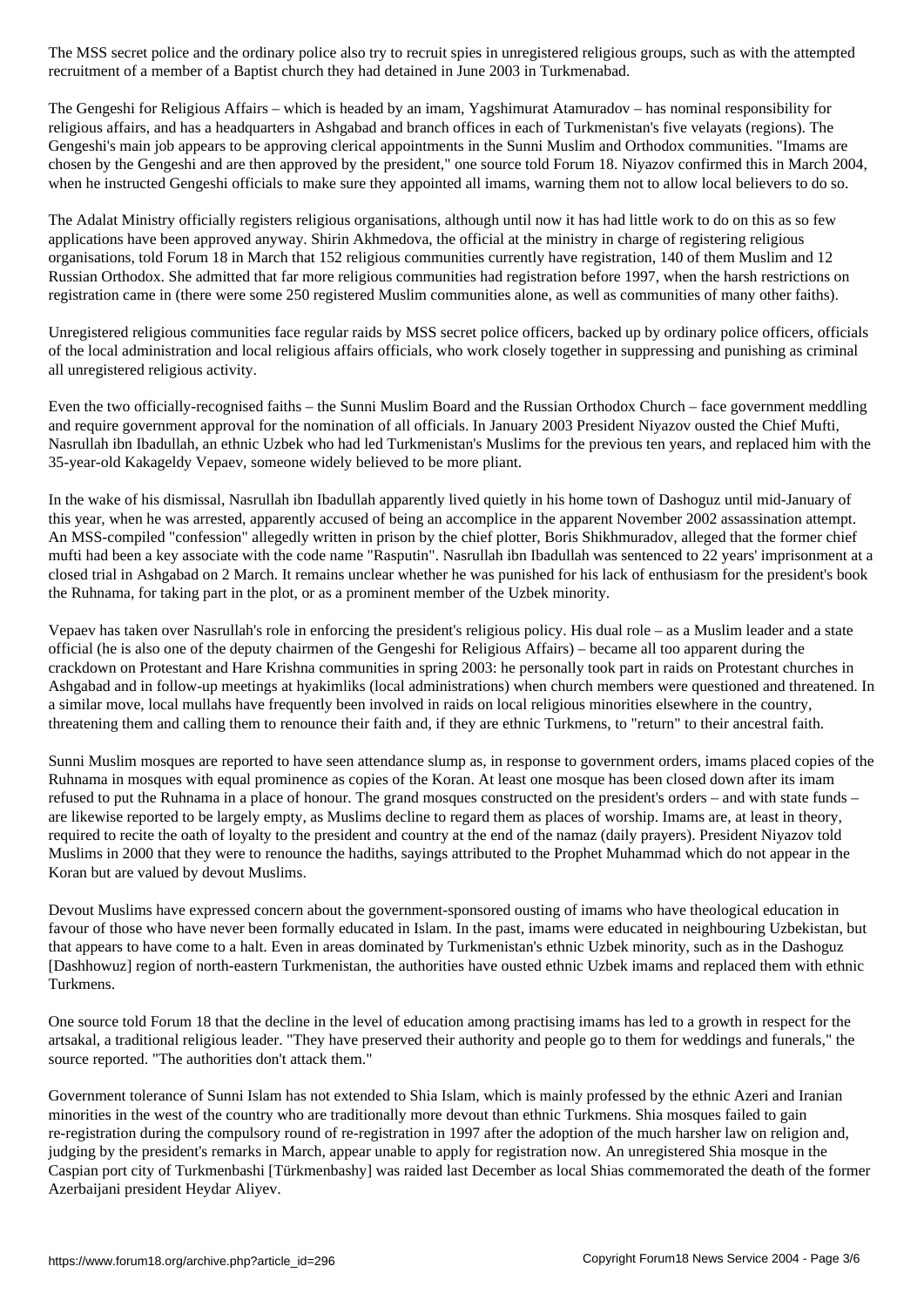The MSS secret police and the ordinary police also try to recruit spies in unregistered religious groups, such as with the attempted recruitment of a member of a Baptist church they had detained in June 2003 in Turkmenabad.

The Gengeshi for Religious Affairs – which is headed by an imam, Yagshimurat Atamuradov – has nominal responsibility for religious affairs, and has a headquarters in Ashgabad and branch offices in each of Turkmenistan's five velayats (regions). The Gengeshi's main job appears to be approving clerical appointments in the Sunni Muslim and Orthodox communities. "Imams are chosen by the Gengeshi and are then approved by the president," one source told Forum 18. Niyazov confirmed this in March 2004, when he instructed Gengeshi officials to make sure they appointed all imams, warning them not to allow local believers to do so.

The Adalat Ministry officially registers religious organisations, although until now it has had little work to do on this as so few applications have been approved anyway. Shirin Akhmedova, the official at the ministry in charge of registering religious organisations, told Forum 18 in March that 152 religious communities currently have registration, 140 of them Muslim and 12 Russian Orthodox. She admitted that far more religious communities had registration before 1997, when the harsh restrictions on registration came in (there were some 250 registered Muslim communities alone, as well as communities of many other faiths).

Unregistered religious communities face regular raids by MSS secret police officers, backed up by ordinary police officers, officials of the local administration and local religious affairs officials, who work closely together in suppressing and punishing as criminal all unregistered religious activity.

Even the two officially-recognised faiths – the Sunni Muslim Board and the Russian Orthodox Church – face government meddling and require government approval for the nomination of all officials. In January 2003 President Niyazov ousted the Chief Mufti, Nasrullah ibn Ibadullah, an ethnic Uzbek who had led Turkmenistan's Muslims for the previous ten years, and replaced him with the 35-year-old Kakageldy Vepaev, someone widely believed to be more pliant.

In the wake of his dismissal, Nasrullah ibn Ibadullah apparently lived quietly in his home town of Dashoguz until mid-January of this year, when he was arrested, apparently accused of being an accomplice in the apparent November 2002 assassination attempt. An MSS-compiled "confession" allegedly written in prison by the chief plotter, Boris Shikhmuradov, alleged that the former chief mufti had been a key associate with the code name "Rasputin". Nasrullah ibn Ibadullah was sentenced to 22 years' imprisonment at a closed trial in Ashgabad on 2 March. It remains unclear whether he was punished for his lack of enthusiasm for the president's book the Ruhnama, for taking part in the plot, or as a prominent member of the Uzbek minority.

Vepaev has taken over Nasrullah's role in enforcing the president's religious policy. His dual role – as a Muslim leader and a state official (he is also one of the deputy chairmen of the Gengeshi for Religious Affairs) – became all too apparent during the crackdown on Protestant and Hare Krishna communities in spring 2003: he personally took part in raids on Protestant churches in Ashgabad and in follow-up meetings at hyakimliks (local administrations) when church members were questioned and threatened. In a similar move, local mullahs have frequently been involved in raids on local religious minorities elsewhere in the country, threatening them and calling them to renounce their faith and, if they are ethnic Turkmens, to "return" to their ancestral faith.

Sunni Muslim mosques are reported to have seen attendance slump as, in response to government orders, imams placed copies of the Ruhnama in mosques with equal prominence as copies of the Koran. At least one mosque has been closed down after its imam refused to put the Ruhnama in a place of honour. The grand mosques constructed on the president's orders – and with state funds – are likewise reported to be largely empty, as Muslims decline to regard them as places of worship. Imams are, at least in theory, required to recite the oath of loyalty to the president and country at the end of the namaz (daily prayers). President Niyazov told Muslims in 2000 that they were to renounce the hadiths, sayings attributed to the Prophet Muhammad which do not appear in the Koran but are valued by devout Muslims.

Devout Muslims have expressed concern about the government-sponsored ousting of imams who have theological education in favour of those who have never been formally educated in Islam. In the past, imams were educated in neighbouring Uzbekistan, but that appears to have come to a halt. Even in areas dominated by Turkmenistan's ethnic Uzbek minority, such as in the Dashoguz [Dashhowuz] region of north-eastern Turkmenistan, the authorities have ousted ethnic Uzbek imams and replaced them with ethnic Turkmens.

One source told Forum 18 that the decline in the level of education among practising imams has led to a growth in respect for the artsakal, a traditional religious leader. "They have preserved their authority and people go to them for weddings and funerals," the source reported. "The authorities don't attack them."

Government tolerance of Sunni Islam has not extended to Shia Islam, which is mainly professed by the ethnic Azeri and Iranian minorities in the west of the country who are traditionally more devout than ethnic Turkmens. Shia mosques failed to gain re-registration during the compulsory round of re-registration in 1997 after the adoption of the much harsher law on religion and, judging by the president's remarks in March, appear unable to apply for registration now. An unregistered Shia mosque in the Caspian port city of Turkmenbashi [Türkmenbashy] was raided last December as local Shias commemorated the death of the former Azerbaijani president Heydar Aliyev.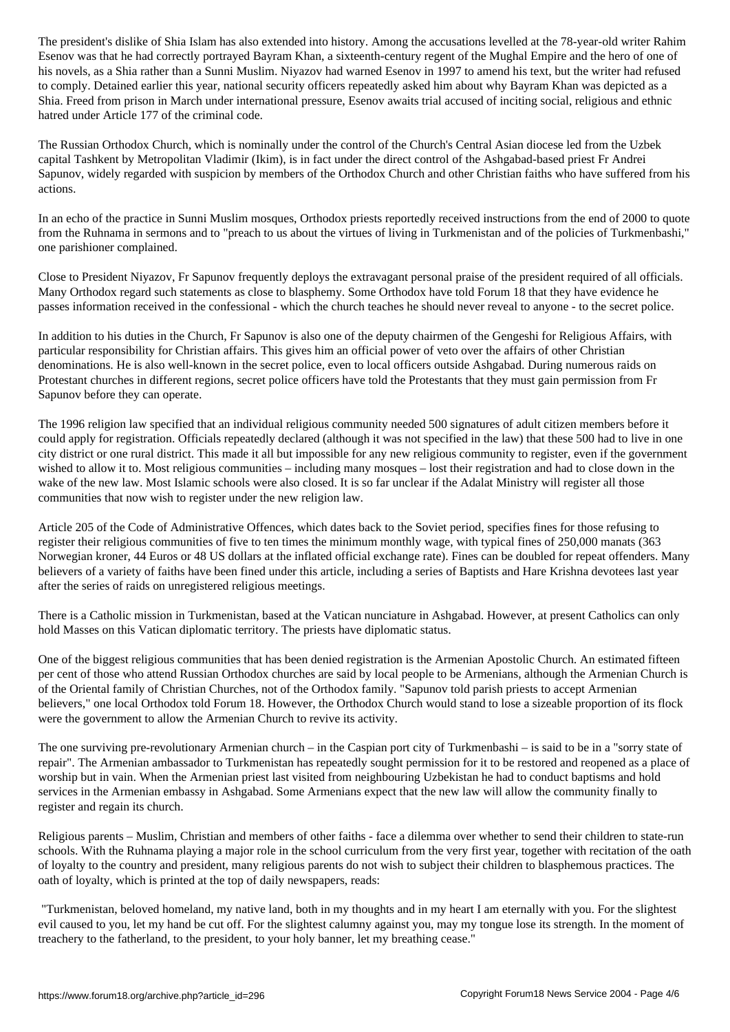The president's dislike of Shia Islam has also extended into history. Among the accusations levelled at the 78-year-old writer Rahim Esenov was that he had correctly portrayed Bayram Khan, a sixteenth-century regent of the Mughal Empire and the hero of one of his novels, as a Shia rather than a Sunni Muslim. Niyazov had warned Esenov in 1997 to amend his text, but the writer had refused to comply. Detained earlier this year, national security officers repeatedly asked him about why Bayram Khan was depicted as a Shia. Freed from prison in March under international pressure, Esenov awaits trial accused of inciting social, religious and ethnic hatred under Article 177 of the criminal code.

The Russian Orthodox Church, which is nominally under the control of the Church's Central Asian diocese led from the Uzbek capital Tashkent by Metropolitan Vladimir (Ikim), is in fact under the direct control of the Ashgabad-based priest Fr Andrei Sapunov, widely regarded with suspicion by members of the Orthodox Church and other Christian faiths who have suffered from his actions.

In an echo of the practice in Sunni Muslim mosques, Orthodox priests reportedly received instructions from the end of 2000 to quote from the Ruhnama in sermons and to "preach to us about the virtues of living in Turkmenistan and of the policies of Turkmenbashi," one parishioner complained.

Close to President Niyazov, Fr Sapunov frequently deploys the extravagant personal praise of the president required of all officials. Many Orthodox regard such statements as close to blasphemy. Some Orthodox have told Forum 18 that they have evidence he passes information received in the confessional - which the church teaches he should never reveal to anyone - to the secret police.

In addition to his duties in the Church, Fr Sapunov is also one of the deputy chairmen of the Gengeshi for Religious Affairs, with particular responsibility for Christian affairs. This gives him an official power of veto over the affairs of other Christian denominations. He is also well-known in the secret police, even to local officers outside Ashgabad. During numerous raids on Protestant churches in different regions, secret police officers have told the Protestants that they must gain permission from Fr Sapunov before they can operate.

The 1996 religion law specified that an individual religious community needed 500 signatures of adult citizen members before it could apply for registration. Officials repeatedly declared (although it was not specified in the law) that these 500 had to live in one city district or one rural district. This made it all but impossible for any new religious community to register, even if the government wished to allow it to. Most religious communities – including many mosques – lost their registration and had to close down in the wake of the new law. Most Islamic schools were also closed. It is so far unclear if the Adalat Ministry will register all those communities that now wish to register under the new religion law.

Article 205 of the Code of Administrative Offences, which dates back to the Soviet period, specifies fines for those refusing to register their religious communities of five to ten times the minimum monthly wage, with typical fines of 250,000 manats (363 Norwegian kroner, 44 Euros or 48 US dollars at the inflated official exchange rate). Fines can be doubled for repeat offenders. Many believers of a variety of faiths have been fined under this article, including a series of Baptists and Hare Krishna devotees last year after the series of raids on unregistered religious meetings.

There is a Catholic mission in Turkmenistan, based at the Vatican nunciature in Ashgabad. However, at present Catholics can only hold Masses on this Vatican diplomatic territory. The priests have diplomatic status.

One of the biggest religious communities that has been denied registration is the Armenian Apostolic Church. An estimated fifteen per cent of those who attend Russian Orthodox churches are said by local people to be Armenians, although the Armenian Church is of the Oriental family of Christian Churches, not of the Orthodox family. "Sapunov told parish priests to accept Armenian believers," one local Orthodox told Forum 18. However, the Orthodox Church would stand to lose a sizeable proportion of its flock were the government to allow the Armenian Church to revive its activity.

The one surviving pre-revolutionary Armenian church – in the Caspian port city of Turkmenbashi – is said to be in a "sorry state of repair". The Armenian ambassador to Turkmenistan has repeatedly sought permission for it to be restored and reopened as a place of worship but in vain. When the Armenian priest last visited from neighbouring Uzbekistan he had to conduct baptisms and hold services in the Armenian embassy in Ashgabad. Some Armenians expect that the new law will allow the community finally to register and regain its church.

Religious parents – Muslim, Christian and members of other faiths - face a dilemma over whether to send their children to state-run schools. With the Ruhnama playing a major role in the school curriculum from the very first year, together with recitation of the oath of loyalty to the country and president, many religious parents do not wish to subject their children to blasphemous practices. The oath of loyalty, which is printed at the top of daily newspapers, reads:

"Turkmenistan, beloved homeland, my native land, both in my thoughts and in my heart I am eternally with you. For the slightest evil caused to you, let my hand be cut off. For the slightest calumny against you, may my tongue lose its strength. In the moment of treachery to the fatherland, to the president, to your holy banner, let my breathing cease."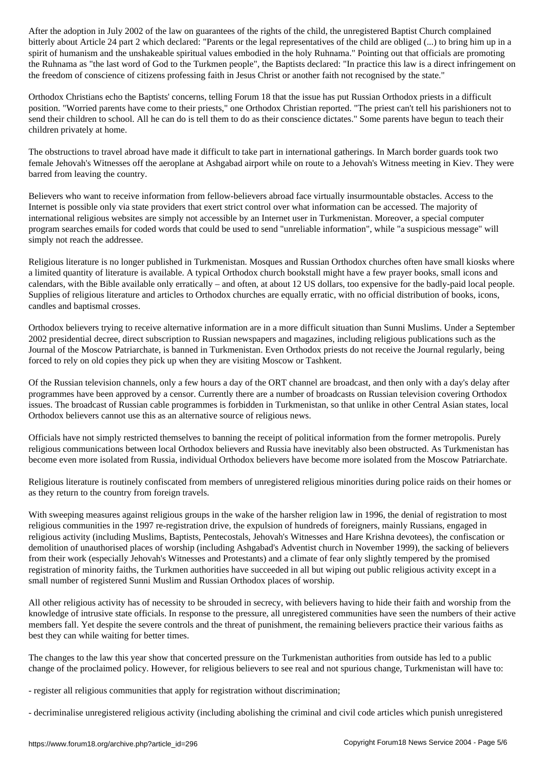After the adoption in July 2002 of the law on guarantees of the rights of the child, the unregistered Baptist Church complained bitterly about Article 24 part 2 which declared: "Parents or the legal representatives of the child are obliged (...) to bring him up in a spirit of humanism and the unshakeable spiritual values embodied in the holy Ruhnama." Pointing out that officials are promoting the Ruhnama as "the last word of God to the Turkmen people", the Baptists declared: "In practice this law is a direct infringement on the freedom of conscience of citizens professing faith in Jesus Christ or another faith not recognised by the state."

Orthodox Christians echo the Baptists' concerns, telling Forum 18 that the issue has put Russian Orthodox priests in a difficult position. "Worried parents have come to their priests," one Orthodox Christian reported. "The priest can't tell his parishioners not to send their children to school. All he can do is tell them to do as their conscience dictates." Some parents have begun to teach their children privately at home.

The obstructions to travel abroad have made it difficult to take part in international gatherings. In March border guards took two female Jehovah's Witnesses off the aeroplane at Ashgabad airport while on route to a Jehovah's Witness meeting in Kiev. They were barred from leaving the country.

Believers who want to receive information from fellow-believers abroad face virtually insurmountable obstacles. Access to the Internet is possible only via state providers that exert strict control over what information can be accessed. The majority of international religious websites are simply not accessible by an Internet user in Turkmenistan. Moreover, a special computer program searches emails for coded words that could be used to send "unreliable information", while "a suspicious message" will simply not reach the addressee.

Religious literature is no longer published in Turkmenistan. Mosques and Russian Orthodox churches often have small kiosks where a limited quantity of literature is available. A typical Orthodox church bookstall might have a few prayer books, small icons and calendars, with the Bible available only erratically – and often, at about 12 US dollars, too expensive for the badly-paid local people. Supplies of religious literature and articles to Orthodox churches are equally erratic, with no official distribution of books, icons, candles and baptismal crosses.

Orthodox believers trying to receive alternative information are in a more difficult situation than Sunni Muslims. Under a September 2002 presidential decree, direct subscription to Russian newspapers and magazines, including religious publications such as the Journal of the Moscow Patriarchate, is banned in Turkmenistan. Even Orthodox priests do not receive the Journal regularly, being forced to rely on old copies they pick up when they are visiting Moscow or Tashkent.

Of the Russian television channels, only a few hours a day of the ORT channel are broadcast, and then only with a day's delay after programmes have been approved by a censor. Currently there are a number of broadcasts on Russian television covering Orthodox issues. The broadcast of Russian cable programmes is forbidden in Turkmenistan, so that unlike in other Central Asian states, local Orthodox believers cannot use this as an alternative source of religious news.

Officials have not simply restricted themselves to banning the receipt of political information from the former metropolis. Purely religious communications between local Orthodox believers and Russia have inevitably also been obstructed. As Turkmenistan has become even more isolated from Russia, individual Orthodox believers have become more isolated from the Moscow Patriarchate.

Religious literature is routinely confiscated from members of unregistered religious minorities during police raids on their homes or as they return to the country from foreign travels.

With sweeping measures against religious groups in the wake of the harsher religion law in 1996, the denial of registration to most religious communities in the 1997 re-registration drive, the expulsion of hundreds of foreigners, mainly Russians, engaged in religious activity (including Muslims, Baptists, Pentecostals, Jehovah's Witnesses and Hare Krishna devotees), the confiscation or demolition of unauthorised places of worship (including Ashgabad's Adventist church in November 1999), the sacking of believers from their work (especially Jehovah's Witnesses and Protestants) and a climate of fear only slightly tempered by the promised registration of minority faiths, the Turkmen authorities have succeeded in all but wiping out public religious activity except in a small number of registered Sunni Muslim and Russian Orthodox places of worship.

All other religious activity has of necessity to be shrouded in secrecy, with believers having to hide their faith and worship from the knowledge of intrusive state officials. In response to the pressure, all unregistered communities have seen the numbers of their active members fall. Yet despite the severe controls and the threat of punishment, the remaining believers practice their various faiths as best they can while waiting for better times.

The changes to the law this year show that concerted pressure on the Turkmenistan authorities from outside has led to a public change of the proclaimed policy. However, for religious believers to see real and not spurious change, Turkmenistan will have to:

- register all religious communities that apply for registration without discrimination;

- decriminalise unregistered religious activity (including abolishing the criminal and civil code articles which punish unregistered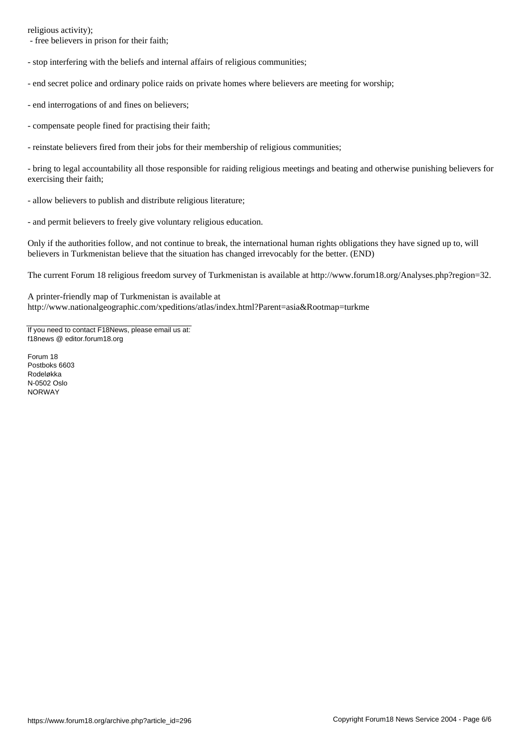religious activity);

- free believers in prison for their faith;

- stop interfering with the beliefs and internal affairs of religious communities;

- end secret police and ordinary police raids on private homes where believers are meeting for worship;

- end interrogations of and fines on believers;

- compensate people fined for practising their faith;

- reinstate believers fired from their jobs for their membership of religious communities;

- bring to legal accountability all those responsible for raiding religious meetings and beating and otherwise punishing believers for exercising their faith;

- allow believers to publish and distribute religious literature;

- and permit believers to freely give voluntary religious education.

Only if the authorities follow, and not continue to break, the international human rights obligations they have signed up to, will believers in Turkmenistan believe that the situation has changed irrevocably for the better. (END)

The current Forum 18 religious freedom survey of Turkmenistan is available at http://www.forum18.org/Analyses.php?region=32.

A printer-friendly map of Turkmenistan is available at
http://www.nationalgeographic.com/xpeditions/atlas/index.html?Parent=asia&Rootmap=turkme

If you need to contact F18News, please email us at:
f18news @ editor.forum18.org

Forum 18
Postboks 6603
Rodeløkka
N-0502 Oslo
NORWAY